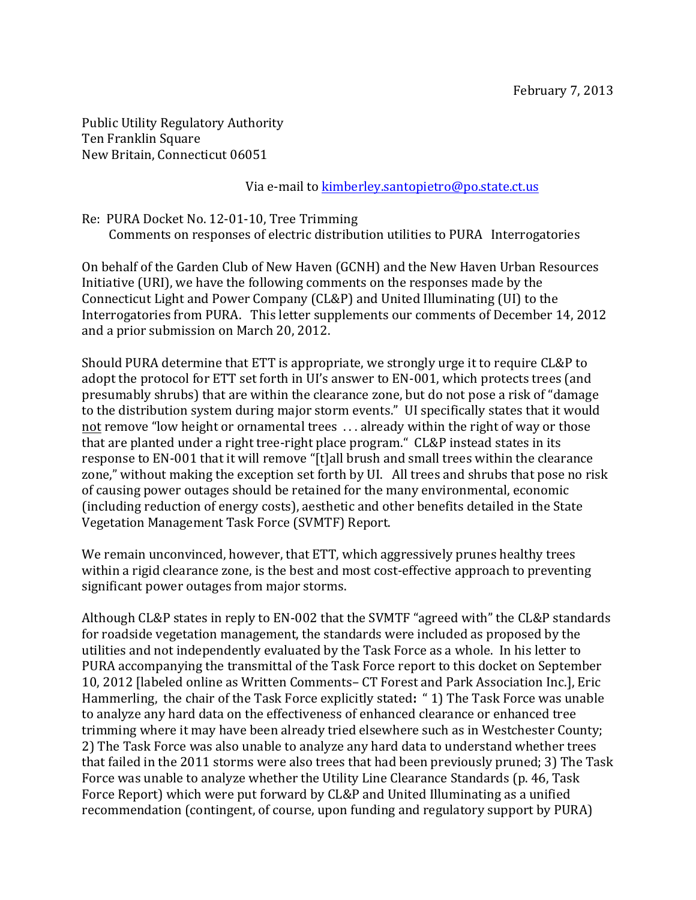February 7, 2013

Public Utility Regulatory Authority
Ten Franklin Square
New Britain, Connecticut 06051

Via e-mail to kimberley.santopietro@po.state.ct.us

Re: PURA Docket No. 12-01-10, Tree Trimming
Comments on responses of electric distribution utilities to PURA Interrogatories

On behalf of the Garden Club of New Haven (GCNH) and the New Haven Urban Resources Initiative (URI), we have the following comments on the responses made by the Connecticut Light and Power Company (CL&P) and United Illuminating (UI) to the Interrogatories from PURA. This letter supplements our comments of December 14, 2012 and a prior submission on March 20, 2012.

Should PURA determine that ETT is appropriate, we strongly urge it to require CL&P to adopt the protocol for ETT set forth in UI's answer to EN-001, which protects trees (and presumably shrubs) that are within the clearance zone, but do not pose a risk of "damage to the distribution system during major storm events." UI specifically states that it would not remove "low height or ornamental trees . . . already within the right of way or those that are planted under a right tree-right place program." CL&P instead states in its response to EN-001 that it will remove "[t]all brush and small trees within the clearance zone," without making the exception set forth by UI. All trees and shrubs that pose no risk of causing power outages should be retained for the many environmental, economic (including reduction of energy costs), aesthetic and other benefits detailed in the State Vegetation Management Task Force (SVMTF) Report.

We remain unconvinced, however, that ETT, which aggressively prunes healthy trees within a rigid clearance zone, is the best and most cost-effective approach to preventing significant power outages from major storms.

Although CL&P states in reply to EN-002 that the SVMTF "agreed with" the CL&P standards for roadside vegetation management, the standards were included as proposed by the utilities and not independently evaluated by the Task Force as a whole. In his letter to PURA accompanying the transmittal of the Task Force report to this docket on September 10, 2012 [labeled online as Written Comments– CT Forest and Park Association Inc.], Eric Hammerling, the chair of the Task Force explicitly stated**:** " 1) The Task Force was unable to analyze any hard data on the effectiveness of enhanced clearance or enhanced tree trimming where it may have been already tried elsewhere such as in Westchester County; 2) The Task Force was also unable to analyze any hard data to understand whether trees that failed in the 2011 storms were also trees that had been previously pruned; 3) The Task Force was unable to analyze whether the Utility Line Clearance Standards (p. 46, Task Force Report) which were put forward by CL&P and United Illuminating as a unified recommendation (contingent, of course, upon funding and regulatory support by PURA)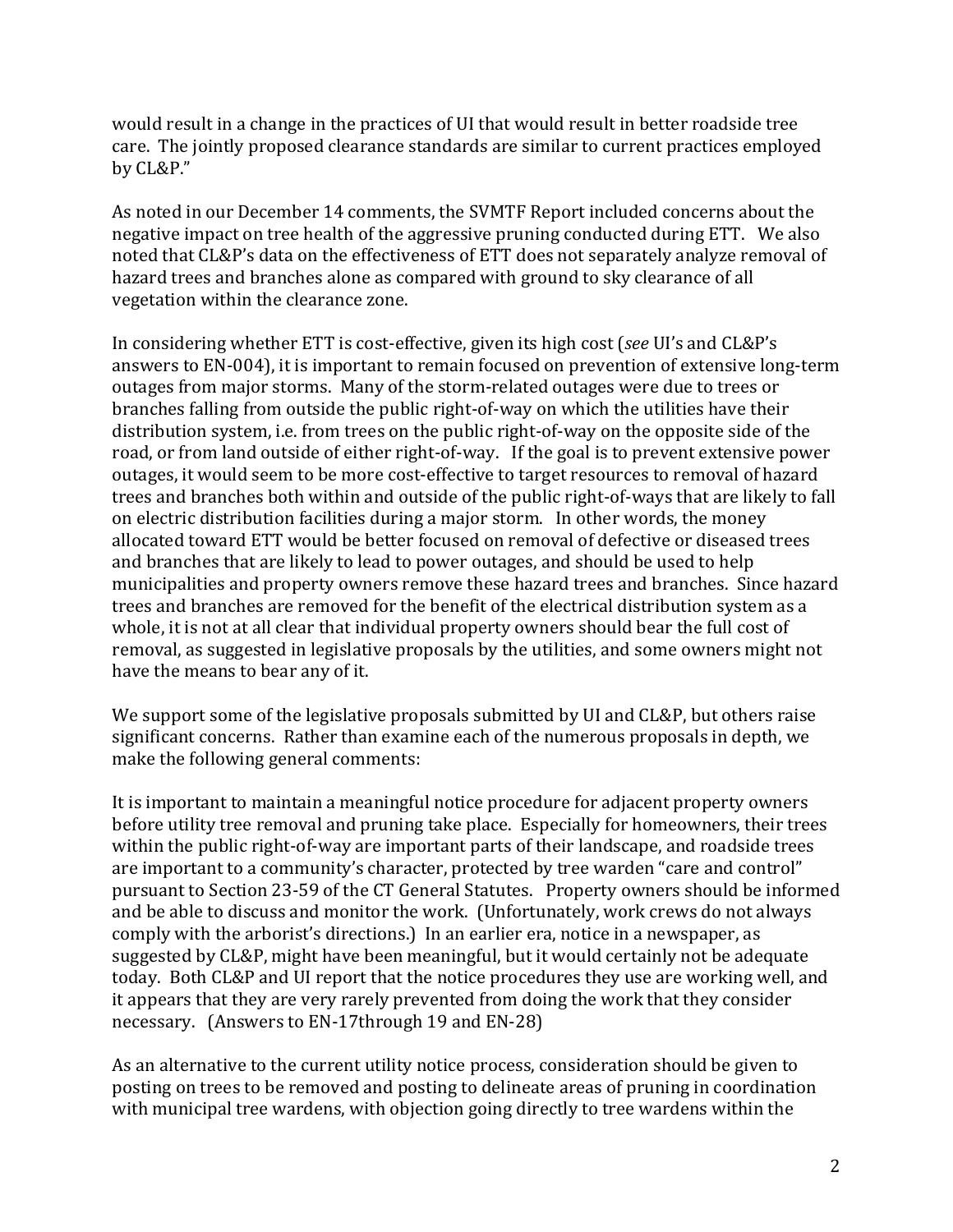would result in a change in the practices of UI that would result in better roadside tree care. The jointly proposed clearance standards are similar to current practices employed by CL&P."

As noted in our December 14 comments, the SVMTF Report included concerns about the negative impact on tree health of the aggressive pruning conducted during ETT. We also noted that CL&P's data on the effectiveness of ETT does not separately analyze removal of hazard trees and branches alone as compared with ground to sky clearance of all vegetation within the clearance zone.

In considering whether ETT is cost-effective, given its high cost (*see* UI's and CL&P's answers to EN-004), it is important to remain focused on prevention of extensive long-term outages from major storms. Many of the storm-related outages were due to trees or branches falling from outside the public right-of-way on which the utilities have their distribution system, i.e. from trees on the public right-of-way on the opposite side of the road, or from land outside of either right-of-way. If the goal is to prevent extensive power outages, it would seem to be more cost-effective to target resources to removal of hazard trees and branches both within and outside of the public right-of-ways that are likely to fall on electric distribution facilities during a major storm. In other words, the money allocated toward ETT would be better focused on removal of defective or diseased trees and branches that are likely to lead to power outages, and should be used to help municipalities and property owners remove these hazard trees and branches. Since hazard trees and branches are removed for the benefit of the electrical distribution system as a whole, it is not at all clear that individual property owners should bear the full cost of removal, as suggested in legislative proposals by the utilities, and some owners might not have the means to bear any of it.

We support some of the legislative proposals submitted by UI and CL&P, but others raise significant concerns. Rather than examine each of the numerous proposals in depth, we make the following general comments:

It is important to maintain a meaningful notice procedure for adjacent property owners before utility tree removal and pruning take place. Especially for homeowners, their trees within the public right-of-way are important parts of their landscape, and roadside trees are important to a community's character, protected by tree warden "care and control" pursuant to Section 23-59 of the CT General Statutes. Property owners should be informed and be able to discuss and monitor the work. (Unfortunately, work crews do not always comply with the arborist's directions.) In an earlier era, notice in a newspaper, as suggested by CL&P, might have been meaningful, but it would certainly not be adequate today. Both CL&P and UI report that the notice procedures they use are working well, and it appears that they are very rarely prevented from doing the work that they consider necessary. (Answers to EN-17through 19 and EN-28)

As an alternative to the current utility notice process, consideration should be given to posting on trees to be removed and posting to delineate areas of pruning in coordination with municipal tree wardens, with objection going directly to tree wardens within the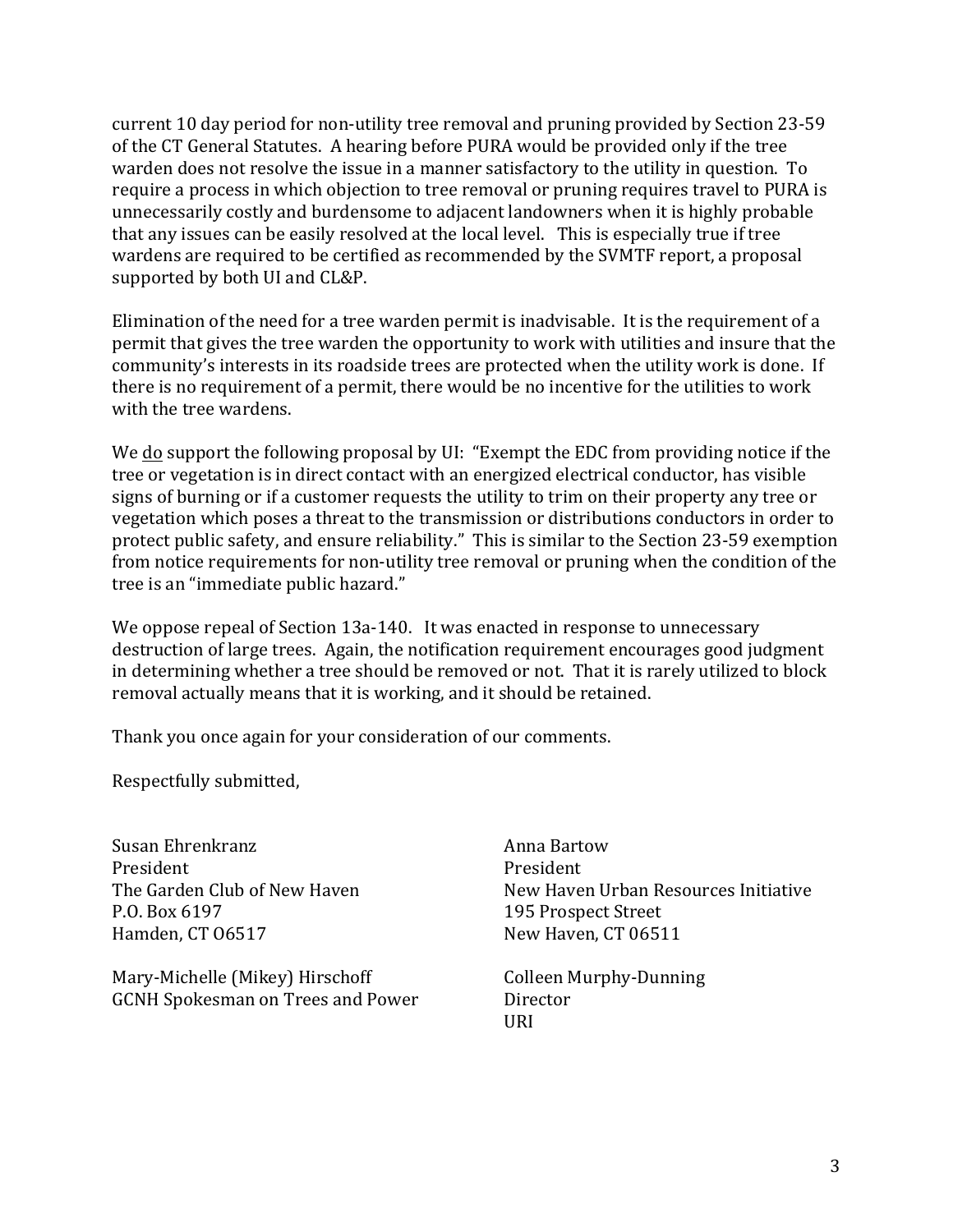current 10 day period for non-utility tree removal and pruning provided by Section 23-59 of the CT General Statutes. A hearing before PURA would be provided only if the tree warden does not resolve the issue in a manner satisfactory to the utility in question. To require a process in which objection to tree removal or pruning requires travel to PURA is unnecessarily costly and burdensome to adjacent landowners when it is highly probable that any issues can be easily resolved at the local level. This is especially true if tree wardens are required to be certified as recommended by the SVMTF report, a proposal supported by both UI and CL&P.

Elimination of the need for a tree warden permit is inadvisable. It is the requirement of a permit that gives the tree warden the opportunity to work with utilities and insure that the community's interests in its roadside trees are protected when the utility work is done. If there is no requirement of a permit, there would be no incentive for the utilities to work with the tree wardens.

We <u>do</u> support the following proposal by UI: "Exempt the EDC from providing notice if the tree or vegetation is in direct contact with an energized electrical conductor, has visible signs of burning or if a customer requests the utility to trim on their property any tree or vegetation which poses a threat to the transmission or distributions conductors in order to protect public safety, and ensure reliability." This is similar to the Section 23-59 exemption from notice requirements for non-utility tree removal or pruning when the condition of the tree is an "immediate public hazard."

We oppose repeal of Section 13a-140. It was enacted in response to unnecessary destruction of large trees. Again, the notification requirement encourages good judgment in determining whether a tree should be removed or not. That it is rarely utilized to block removal actually means that it is working, and it should be retained.

Thank you once again for your consideration of our comments.

Respectfully submitted,

Susan Ehrenkranz
President
The Garden Club of New Haven
P.O. Box 6197
Hamden, CT 06517

Mary-Michelle (Mikey) Hirschoff
GCNH Spokesman on Trees and Power

Anna Bartow
President
New Haven Urban Resources Initiative
195 Prospect Street
New Haven, CT 06511

Colleen Murphy-Dunning
Director
URI